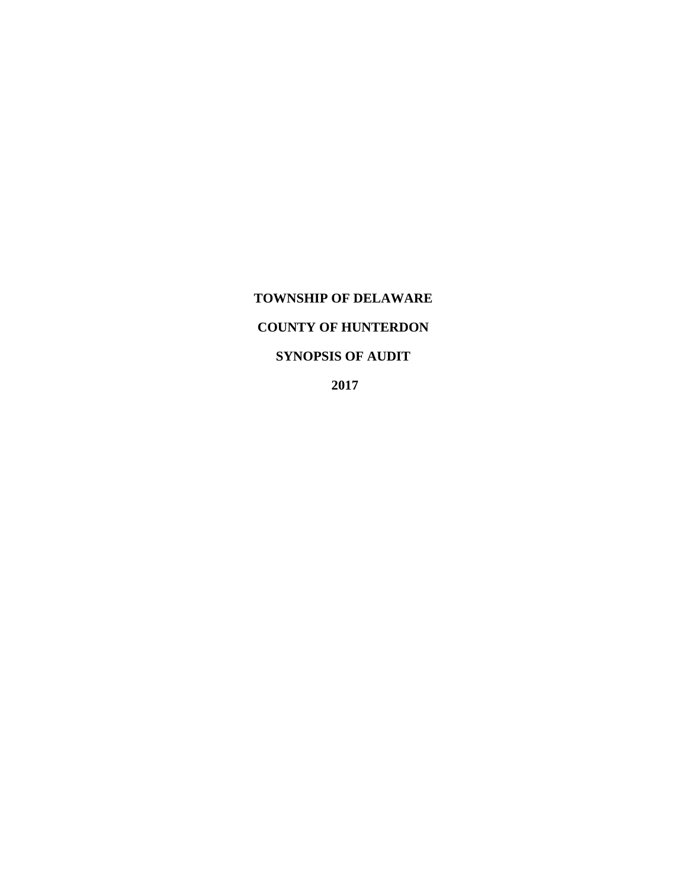# TOWNSHIP OF DELAWARE

# COUNTY OF HUNTERDON

# SYNOPSIS OF AUDIT

# 2017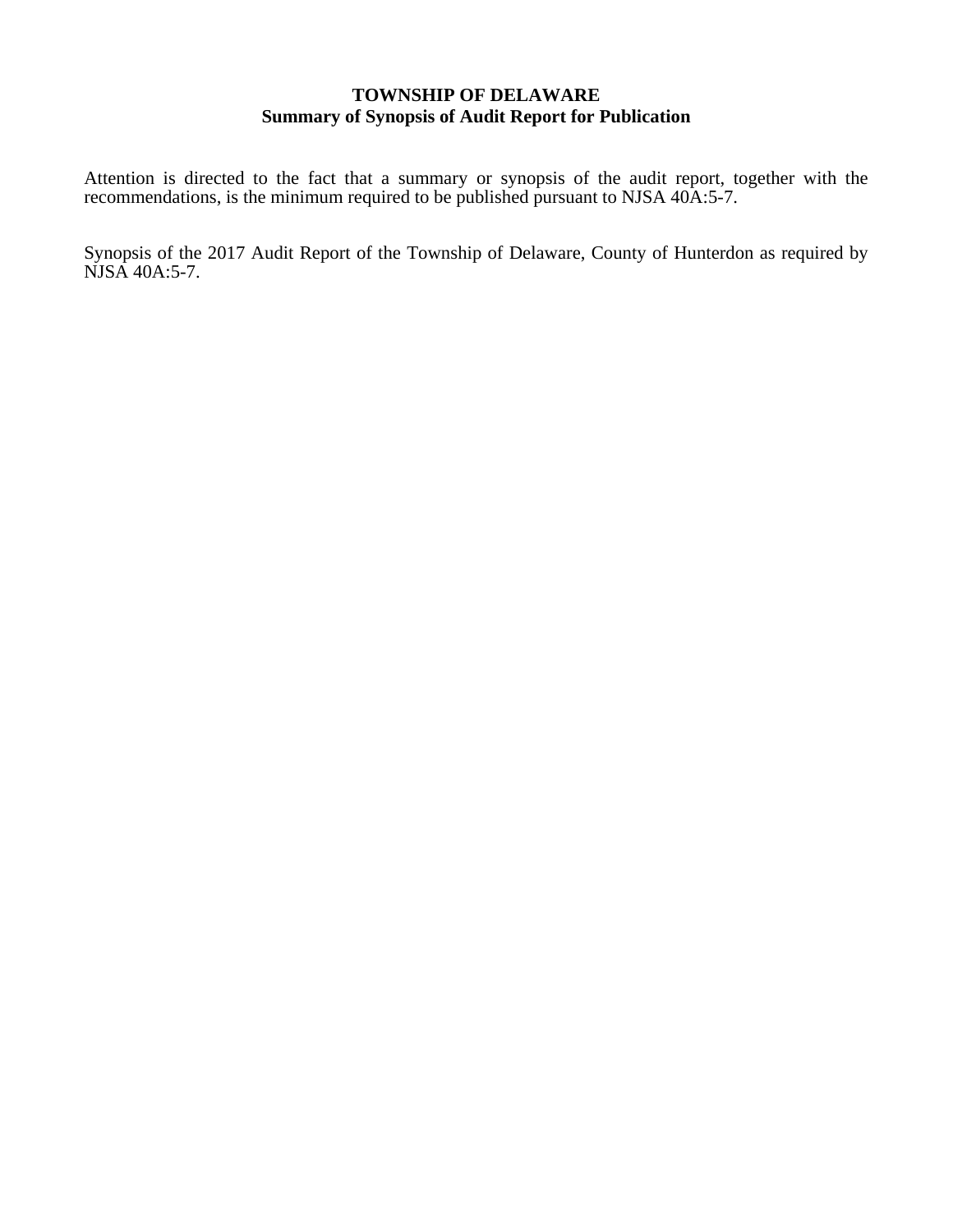**TOWNSHIP OF DELAWARE**
**Summary of Synopsis of Audit Report for Publication**

Attention is directed to the fact that a summary or synopsis of the audit report, together with the recommendations, is the minimum required to be published pursuant to NJSA 40A:5-7.

Synopsis of the 2017 Audit Report of the Township of Delaware, County of Hunterdon as required by NJSA 40A:5-7.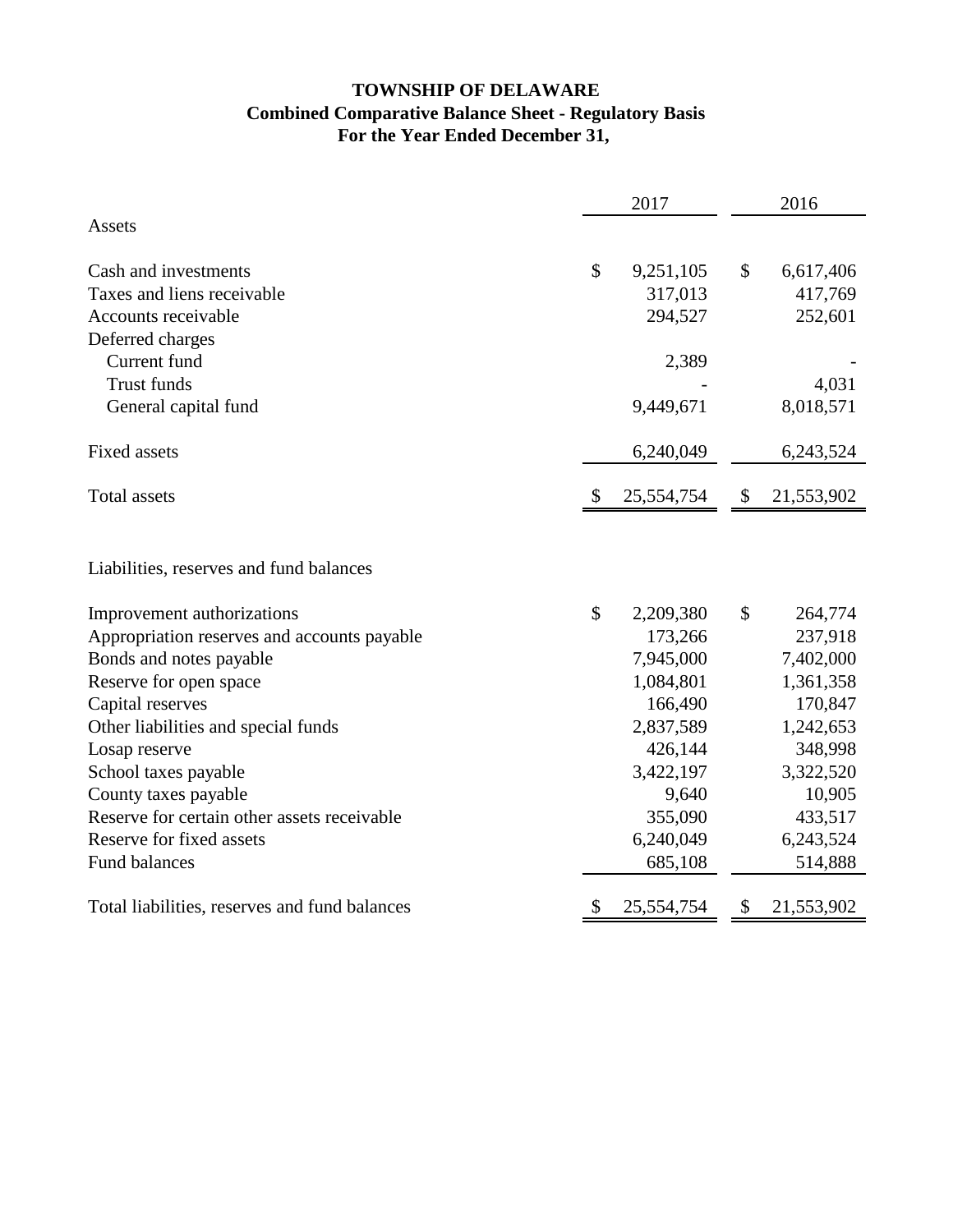# TOWNSHIP OF DELAWARE
## Combined Comparative Balance Sheet - Regulatory Basis
## For the Year Ended December 31,

| | 2017 | 2016 |
|---|---|---|
| **Assets** | | |
| Cash and investments | $ 9,251,105 | $ 6,617,406 |
| Taxes and liens receivable | 317,013 | 417,769 |
| Accounts receivable | 294,527 | 252,601 |
| Deferred charges | | |
| Current fund | 2,389 | - |
| Trust funds | - | 4,031 |
| General capital fund | 9,449,671 | 8,018,571 |
| Fixed assets | 6,240,049 | 6,243,524 |
| Total assets | $ 25,554,754 | $ 21,553,902 |
| **Liabilities, reserves and fund balances** | | |
| Improvement authorizations | $ 2,209,380 | $ 264,774 |
| Appropriation reserves and accounts payable | 173,266 | 237,918 |
| Bonds and notes payable | 7,945,000 | 7,402,000 |
| Reserve for open space | 1,084,801 | 1,361,358 |
| Capital reserves | 166,490 | 170,847 |
| Other liabilities and special funds | 2,837,589 | 1,242,653 |
| Losap reserve | 426,144 | 348,998 |
| School taxes payable | 3,422,197 | 3,322,520 |
| County taxes payable | 9,640 | 10,905 |
| Reserve for certain other assets receivable | 355,090 | 433,517 |
| Reserve for fixed assets | 6,240,049 | 6,243,524 |
| Fund balances | 685,108 | 514,888 |
| Total liabilities, reserves and fund balances | $ 25,554,754 | $ 21,553,902 |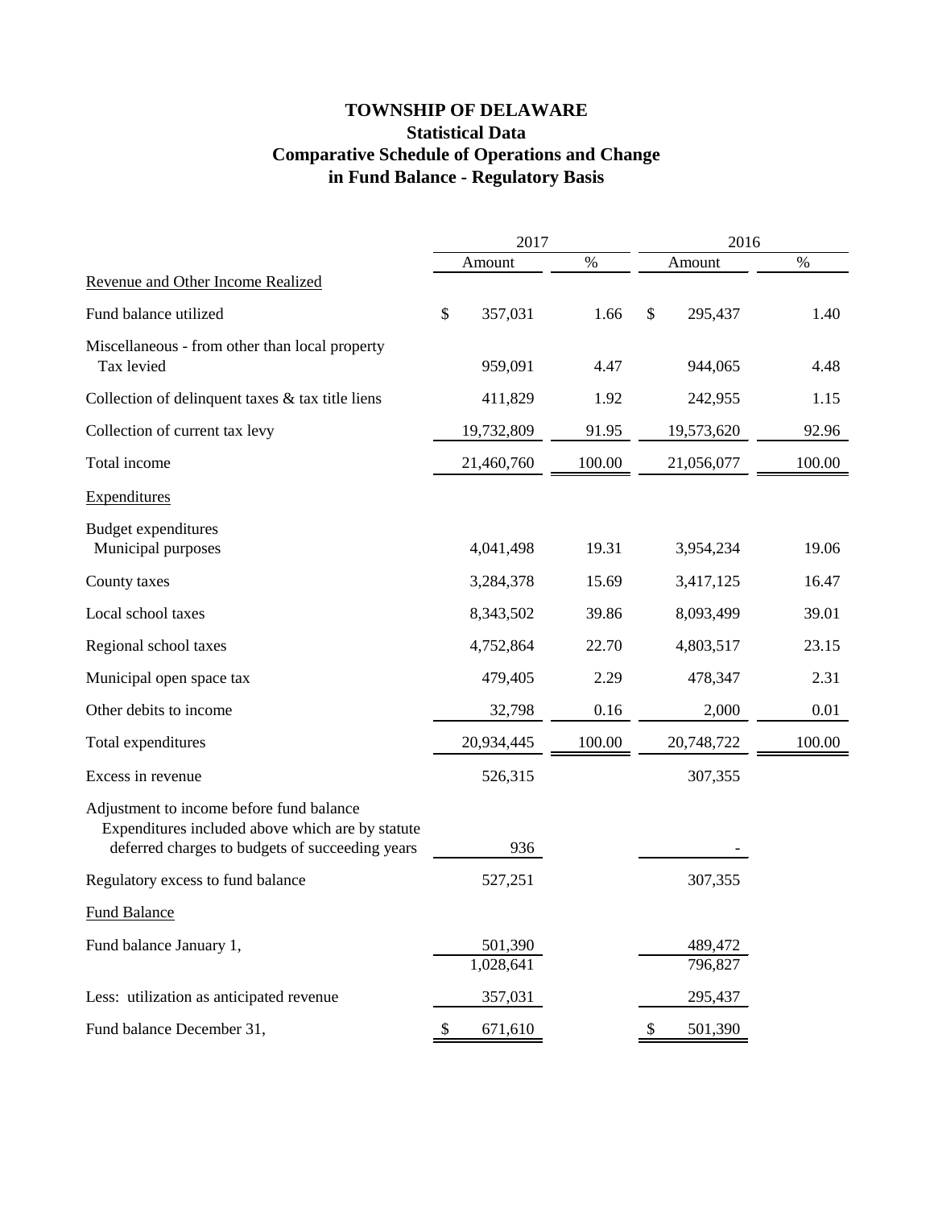# TOWNSHIP OF DELAWARE
## Statistical Data
## Comparative Schedule of Operations and Change in Fund Balance - Regulatory Basis

| | 2017 | | 2016 | |
|---|---|---|---|---|
| | Amount | % | Amount | % |
| Revenue and Other Income Realized | | | | |
| Fund balance utilized | $ 357,031 | 1.66 | $ 295,437 | 1.40 |
| Miscellaneous - from other than local property Tax levied | 959,091 | 4.47 | 944,065 | 4.48 |
| Collection of delinquent taxes & tax title liens | 411,829 | 1.92 | 242,955 | 1.15 |
| Collection of current tax levy | 19,732,809 | 91.95 | 19,573,620 | 92.96 |
| Total income | 21,460,760 | 100.00 | 21,056,077 | 100.00 |
| Expenditures | | | | |
| Budget expenditures Municipal purposes | 4,041,498 | 19.31 | 3,954,234 | 19.06 |
| County taxes | 3,284,378 | 15.69 | 3,417,125 | 16.47 |
| Local school taxes | 8,343,502 | 39.86 | 8,093,499 | 39.01 |
| Regional school taxes | 4,752,864 | 22.70 | 4,803,517 | 23.15 |
| Municipal open space tax | 479,405 | 2.29 | 478,347 | 2.31 |
| Other debits to income | 32,798 | 0.16 | 2,000 | 0.01 |
| Total expenditures | 20,934,445 | 100.00 | 20,748,722 | 100.00 |
| Excess in revenue | 526,315 | | 307,355 | |
| Adjustment to income before fund balance Expenditures included above which are by statute deferred charges to budgets of succeeding years | 936 | | - | |
| Regulatory excess to fund balance | 527,251 | | 307,355 | |
| Fund Balance | | | | |
| Fund balance January 1, | 501,390 | | 489,472 | |
| | 1,028,641 | | 796,827 | |
| Less: utilization as anticipated revenue | 357,031 | | 295,437 | |
| Fund balance December 31, | $ 671,610 | | $ 501,390 | |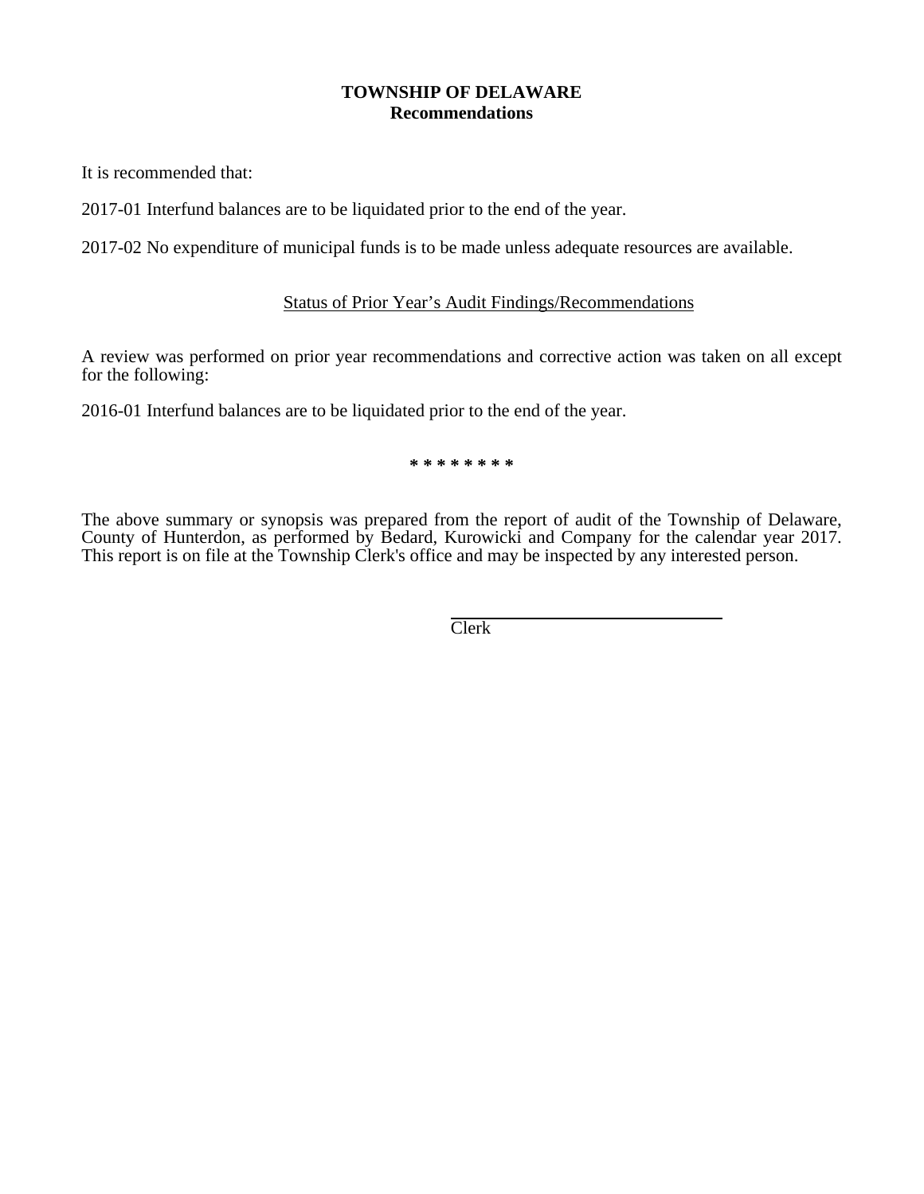**TOWNSHIP OF DELAWARE**
**Recommendations**

It is recommended that:

2017-01 Interfund balances are to be liquidated prior to the end of the year.

2017-02 No expenditure of municipal funds is to be made unless adequate resources are available.

Status of Prior Year's Audit Findings/Recommendations

A review was performed on prior year recommendations and corrective action was taken on all except for the following:

2016-01 Interfund balances are to be liquidated prior to the end of the year.

**\* \* \* \* \* \* \* \***

The above summary or synopsis was prepared from the report of audit of the Township of Delaware, County of Hunterdon, as performed by Bedard, Kurowicki and Company for the calendar year 2017. This report is on file at the Township Clerk's office and may be inspected by any interested person.

\_\_\_\_\_\_\_\_\_\_\_\_\_\_\_\_\_\_\_\_\_\_\_\_\_\_\_\_\_\_

Clerk